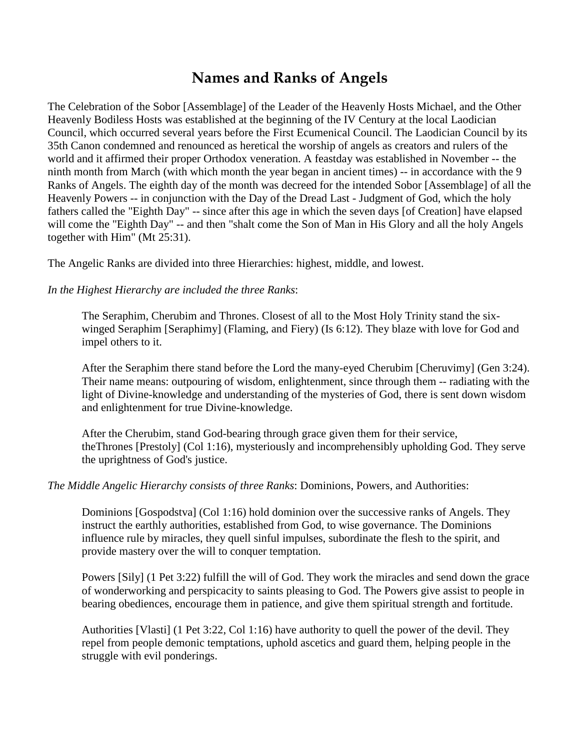# Names and Ranks of Angels

The Celebration of the Sobor [Assemblage] of the Leader of the Heavenly Hosts Michael, and the Other Heavenly Bodiless Hosts was established at the beginning of the IV Century at the local Laodician Council, which occurred several years before the First Ecumenical Council. The Laodician Council by its 35th Canon condemned and renounced as heretical the worship of angels as creators and rulers of the world and it affirmed their proper Orthodox veneration. A feastday was established in November -- the ninth month from March (with which month the year began in ancient times) -- in accordance with the 9 Ranks of Angels. The eighth day of the month was decreed for the intended Sobor [Assemblage] of all the Heavenly Powers -- in conjunction with the Day of the Dread Last - Judgment of God, which the holy fathers called the "Eighth Day" -- since after this age in which the seven days [of Creation] have elapsed will come the "Eighth Day" -- and then "shalt come the Son of Man in His Glory and all the holy Angels together with Him" (Mt 25:31).

The Angelic Ranks are divided into three Hierarchies: highest, middle, and lowest.

*In the Highest Hierarchy are included the three Ranks*:

> The Seraphim, Cherubim and Thrones. Closest of all to the Most Holy Trinity stand the six-winged Seraphim [Seraphimy] (Flaming, and Fiery) (Is 6:12). They blaze with love for God and impel others to it.
>
> After the Seraphim there stand before the Lord the many-eyed Cherubim [Cheruvimy] (Gen 3:24). Their name means: outpouring of wisdom, enlightenment, since through them -- radiating with the light of Divine-knowledge and understanding of the mysteries of God, there is sent down wisdom and enlightenment for true Divine-knowledge.
>
> After the Cherubim, stand God-bearing through grace given them for their service, theThrones [Prestoly] (Col 1:16), mysteriously and incomprehensibly upholding God. They serve the uprightness of God's justice.

*The Middle Angelic Hierarchy consists of three Ranks*: Dominions, Powers, and Authorities:

> Dominions [Gospodstva] (Col 1:16) hold dominion over the successive ranks of Angels. They instruct the earthly authorities, established from God, to wise governance. The Dominions influence rule by miracles, they quell sinful impulses, subordinate the flesh to the spirit, and provide mastery over the will to conquer temptation.
>
> Powers [Sily] (1 Pet 3:22) fulfill the will of God. They work the miracles and send down the grace of wonderworking and perspicacity to saints pleasing to God. The Powers give assist to people in bearing obediences, encourage them in patience, and give them spiritual strength and fortitude.
>
> Authorities [Vlasti] (1 Pet 3:22, Col 1:16) have authority to quell the power of the devil. They repel from people demonic temptations, uphold ascetics and guard them, helping people in the struggle with evil ponderings.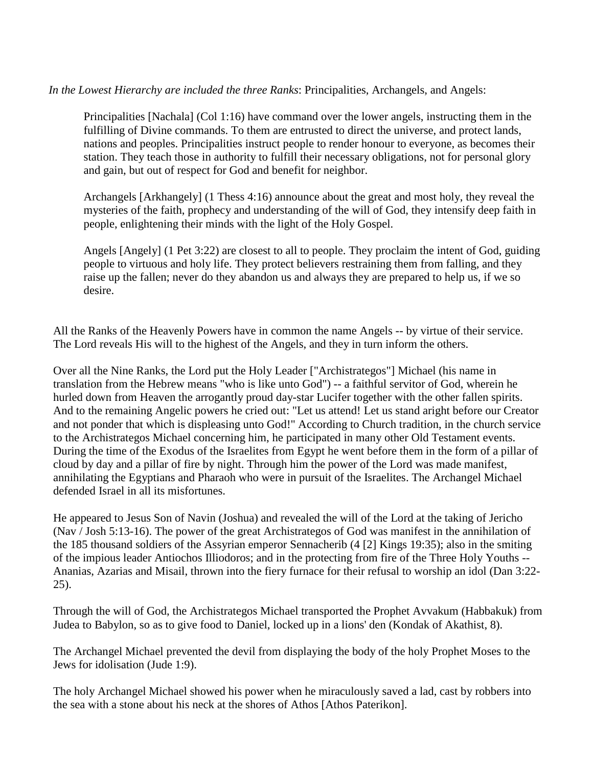*In the Lowest Hierarchy are included the three Ranks*: Principalities, Archangels, and Angels:

> Principalities [Nachala] (Col 1:16) have command over the lower angels, instructing them in the fulfilling of Divine commands. To them are entrusted to direct the universe, and protect lands, nations and peoples. Principalities instruct people to render honour to everyone, as becomes their station. They teach those in authority to fulfill their necessary obligations, not for personal glory and gain, but out of respect for God and benefit for neighbor.
>
> Archangels [Arkhangely] (1 Thess 4:16) announce about the great and most holy, they reveal the mysteries of the faith, prophecy and understanding of the will of God, they intensify deep faith in people, enlightening their minds with the light of the Holy Gospel.
>
> Angels [Angely] (1 Pet 3:22) are closest to all to people. They proclaim the intent of God, guiding people to virtuous and holy life. They protect believers restraining them from falling, and they raise up the fallen; never do they abandon us and always they are prepared to help us, if we so desire.

All the Ranks of the Heavenly Powers have in common the name Angels -- by virtue of their service. The Lord reveals His will to the highest of the Angels, and they in turn inform the others.

Over all the Nine Ranks, the Lord put the Holy Leader ["Archistrategos"] Michael (his name in translation from the Hebrew means "who is like unto God") -- a faithful servitor of God, wherein he hurled down from Heaven the arrogantly proud day-star Lucifer together with the other fallen spirits. And to the remaining Angelic powers he cried out: "Let us attend! Let us stand aright before our Creator and not ponder that which is displeasing unto God!" According to Church tradition, in the church service to the Archistrategos Michael concerning him, he participated in many other Old Testament events. During the time of the Exodus of the Israelites from Egypt he went before them in the form of a pillar of cloud by day and a pillar of fire by night. Through him the power of the Lord was made manifest, annihilating the Egyptians and Pharaoh who were in pursuit of the Israelites. The Archangel Michael defended Israel in all its misfortunes.

He appeared to Jesus Son of Navin (Joshua) and revealed the will of the Lord at the taking of Jericho (Nav / Josh 5:13-16). The power of the great Archistrategos of God was manifest in the annihilation of the 185 thousand soldiers of the Assyrian emperor Sennacherib (4 [2] Kings 19:35); also in the smiting of the impious leader Antiochos Illiodoros; and in the protecting from fire of the Three Holy Youths -- Ananias, Azarias and Misail, thrown into the fiery furnace for their refusal to worship an idol (Dan 3:22-25).

Through the will of God, the Archistrategos Michael transported the Prophet Avvakum (Habbakuk) from Judea to Babylon, so as to give food to Daniel, locked up in a lions' den (Kondak of Akathist, 8).

The Archangel Michael prevented the devil from displaying the body of the holy Prophet Moses to the Jews for idolisation (Jude 1:9).

The holy Archangel Michael showed his power when he miraculously saved a lad, cast by robbers into the sea with a stone about his neck at the shores of Athos [Athos Paterikon].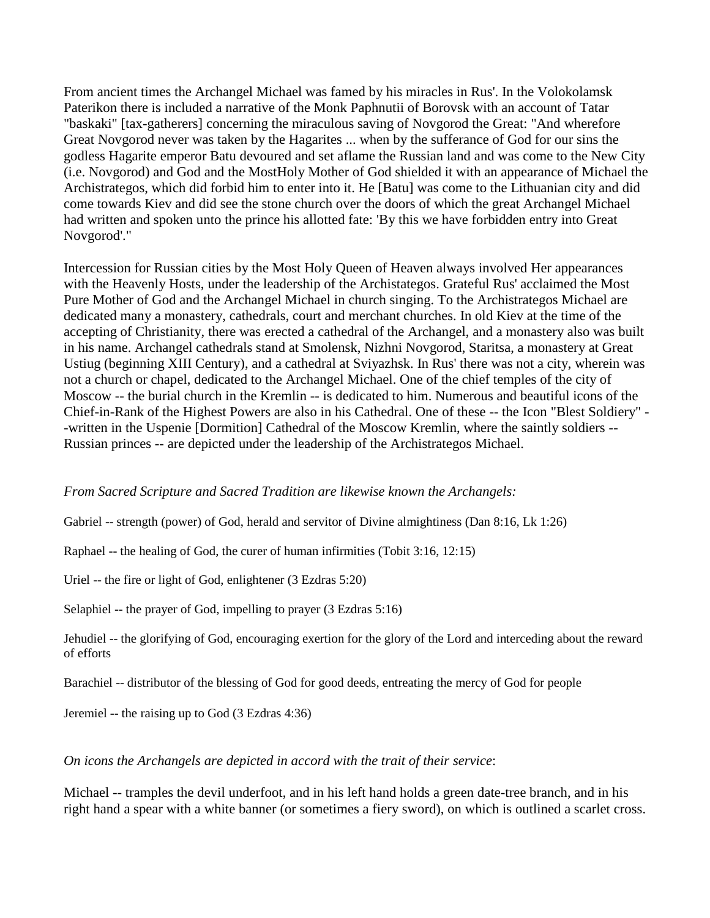From ancient times the Archangel Michael was famed by his miracles in Rus'. In the Volokolamsk Paterikon there is included a narrative of the Monk Paphnutii of Borovsk with an account of Tatar "baskaki" [tax-gatherers] concerning the miraculous saving of Novgorod the Great: "And wherefore Great Novgorod never was taken by the Hagarites ... when by the sufferance of God for our sins the godless Hagarite emperor Batu devoured and set aflame the Russian land and was come to the New City (i.e. Novgorod) and God and the MostHoly Mother of God shielded it with an appearance of Michael the Archistrategos, which did forbid him to enter into it. He [Batu] was come to the Lithuanian city and did come towards Kiev and did see the stone church over the doors of which the great Archangel Michael had written and spoken unto the prince his allotted fate: 'By this we have forbidden entry into Great Novgorod'."

Intercession for Russian cities by the Most Holy Queen of Heaven always involved Her appearances with the Heavenly Hosts, under the leadership of the Archistategos. Grateful Rus' acclaimed the Most Pure Mother of God and the Archangel Michael in church singing. To the Archistrategos Michael are dedicated many a monastery, cathedrals, court and merchant churches. In old Kiev at the time of the accepting of Christianity, there was erected a cathedral of the Archangel, and a monastery also was built in his name. Archangel cathedrals stand at Smolensk, Nizhni Novgorod, Staritsa, a monastery at Great Ustiug (beginning XIII Century), and a cathedral at Sviyazhsk. In Rus' there was not a city, wherein was not a church or chapel, dedicated to the Archangel Michael. One of the chief temples of the city of Moscow -- the burial church in the Kremlin -- is dedicated to him. Numerous and beautiful icons of the Chief-in-Rank of the Highest Powers are also in his Cathedral. One of these -- the Icon "Blest Soldiery" --written in the Uspenie [Dormition] Cathedral of the Moscow Kremlin, where the saintly soldiers -- Russian princes -- are depicted under the leadership of the Archistrategos Michael.

*From Sacred Scripture and Sacred Tradition are likewise known the Archangels:*

Gabriel -- strength (power) of God, herald and servitor of Divine almightiness (Dan 8:16, Lk 1:26)

Raphael -- the healing of God, the curer of human infirmities (Tobit 3:16, 12:15)

Uriel -- the fire or light of God, enlightener (3 Ezdras 5:20)

Selaphiel -- the prayer of God, impelling to prayer (3 Ezdras 5:16)

Jehudiel -- the glorifying of God, encouraging exertion for the glory of the Lord and interceding about the reward of efforts

Barachiel -- distributor of the blessing of God for good deeds, entreating the mercy of God for people

Jeremiel -- the raising up to God (3 Ezdras 4:36)

*On icons the Archangels are depicted in accord with the trait of their service*:

Michael -- tramples the devil underfoot, and in his left hand holds a green date-tree branch, and in his right hand a spear with a white banner (or sometimes a fiery sword), on which is outlined a scarlet cross.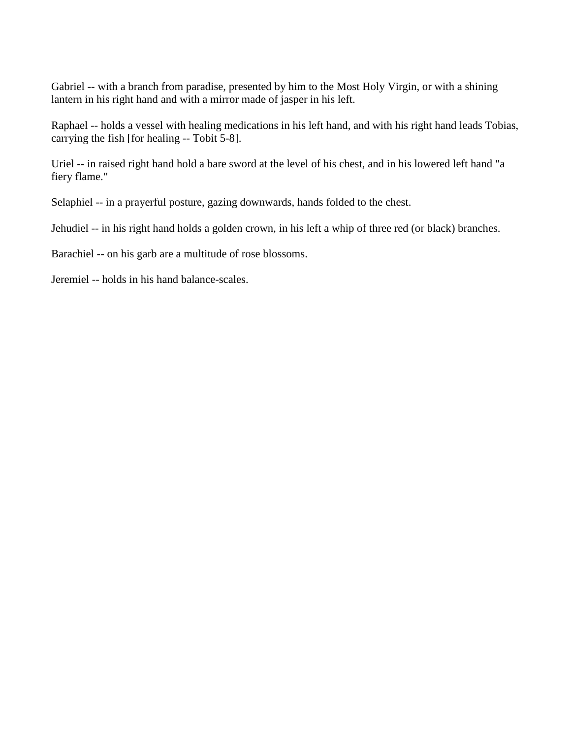Gabriel -- with a branch from paradise, presented by him to the Most Holy Virgin, or with a shining lantern in his right hand and with a mirror made of jasper in his left.

Raphael -- holds a vessel with healing medications in his left hand, and with his right hand leads Tobias, carrying the fish [for healing -- Tobit 5-8].

Uriel -- in raised right hand hold a bare sword at the level of his chest, and in his lowered left hand "a fiery flame."

Selaphiel -- in a prayerful posture, gazing downwards, hands folded to the chest.

Jehudiel -- in his right hand holds a golden crown, in his left a whip of three red (or black) branches.

Barachiel -- on his garb are a multitude of rose blossoms.

Jeremiel -- holds in his hand balance-scales.